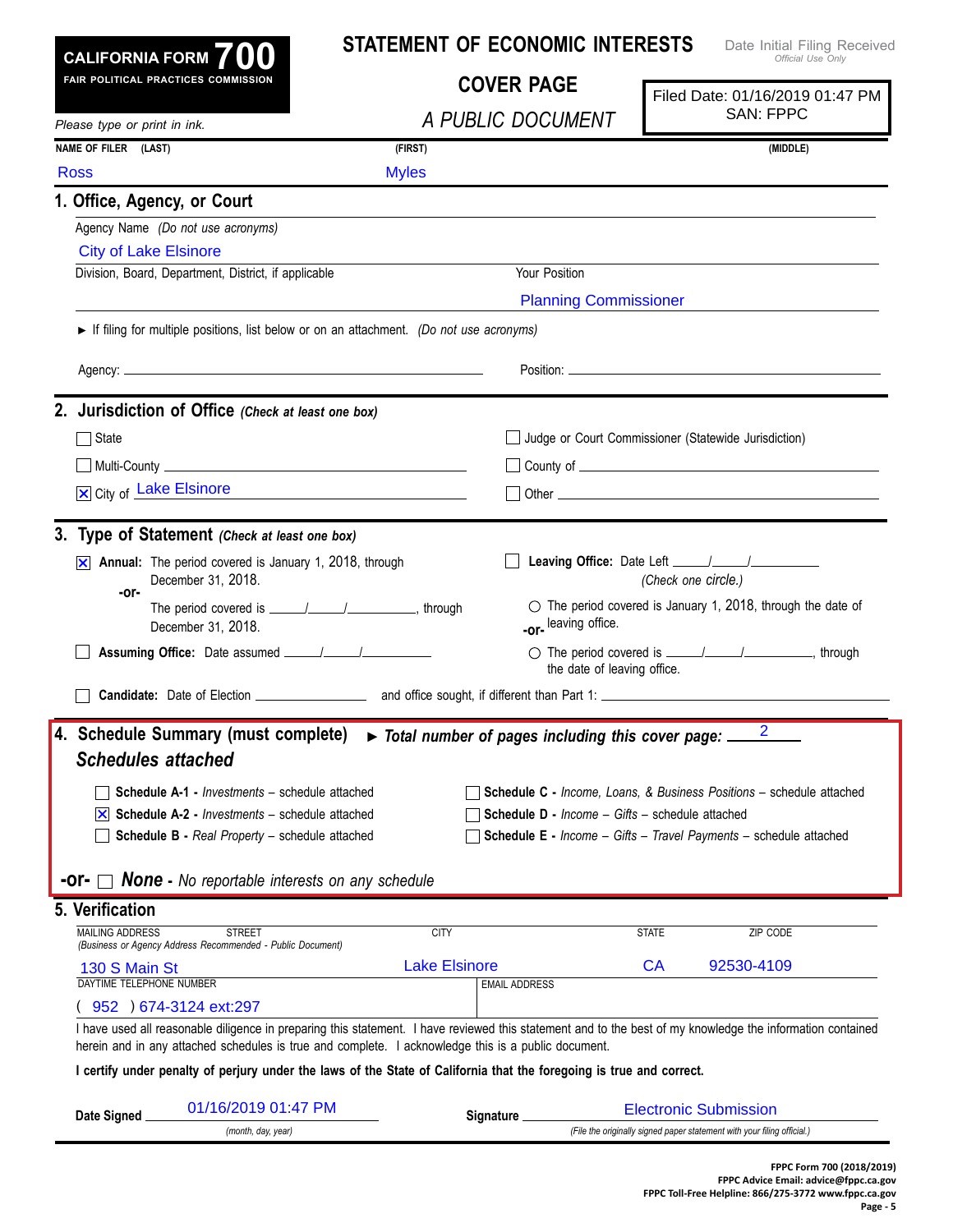**CALIFORNIA FORM 700**
**FAIR POLITICAL PRACTICES COMMISSION**

# STATEMENT OF ECONOMIC INTERESTS

## COVER PAGE

*A PUBLIC DOCUMENT*

Date Initial Filing Received
*Official Use Only*

Filed Date: 01/16/2019 01:47 PM
SAN: FPPC

*Please type or print in ink.*

| NAME OF FILER (LAST) | (FIRST) | (MIDDLE) |
|---|---|---|
| Ross | Myles | |

## 1. Office, Agency, or Court

Agency Name *(Do not use acronyms)*

City of Lake Elsinore

Division, Board, Department, District, if applicable:

Your Position: Planning Commissioner

► If filing for multiple positions, list below or on an attachment. *(Do not use acronyms)*

Agency: ______________________ Position: ______________________

## 2. Jurisdiction of Office *(Check at least one box)*

- ☐ State
- ☐ Multi-County ______________________
- ☒ City of Lake Elsinore
- ☐ Judge or Court Commissioner (Statewide Jurisdiction)
- ☐ County of ______________________
- ☐ Other ______________________

## 3. Type of Statement *(Check at least one box)*

☒ **Annual:** The period covered is January 1, 2018, through December 31, 2018.

-or-

The period covered is ____/____/________, through December 31, 2018.

☐ **Assuming Office:** Date assumed ____/____/________

☐ **Leaving Office:** Date Left ____/____/________
*(Check one circle.)*

○ The period covered is January 1, 2018, through the date of leaving office.

-or-

○ The period covered is ____/____/________, through the date of leaving office.

☐ **Candidate:** Date of Election ____________ and office sought, if different than Part 1: ____________

## 4. Schedule Summary (must complete) ► *Total number of pages including this cover page:* 2

### *Schedules attached*

- ☐ **Schedule A-1 -** *Investments* – schedule attached
- ☒ **Schedule A-2 -** *Investments* – schedule attached
- ☐ **Schedule B -** *Real Property* – schedule attached
- ☐ **Schedule C -** *Income, Loans, & Business Positions* – schedule attached
- ☐ **Schedule D -** *Income – Gifts* – schedule attached
- ☐ **Schedule E -** *Income – Gifts – Travel Payments* – schedule attached

**-or-** ☐ ***None*** **-** *No reportable interests on any schedule*

## 5. Verification

| MAILING ADDRESS STREET *(Business or Agency Address Recommended - Public Document)* | CITY | STATE | ZIP CODE |
|---|---|---|---|
| 130 S Main St | Lake Elsinore | CA | 92530-4109 |

| DAYTIME TELEPHONE NUMBER | EMAIL ADDRESS |
|---|---|
| ( 952 ) 674-3124 ext:297 | |

I have used all reasonable diligence in preparing this statement. I have reviewed this statement and to the best of my knowledge the information contained herein and in any attached schedules is true and complete. I acknowledge this is a public document.

**I certify under penalty of perjury under the laws of the State of California that the foregoing is true and correct.**

**Date Signed** 01/16/2019 01:47 PM *(month, day, year)*

**Signature** Electronic Submission *(File the originally signed paper statement with your filing official.)*

FPPC Form 700 (2018/2019)
FPPC Advice Email: advice@fppc.ca.gov
FPPC Toll-Free Helpline: 866/275-3772 www.fppc.ca.gov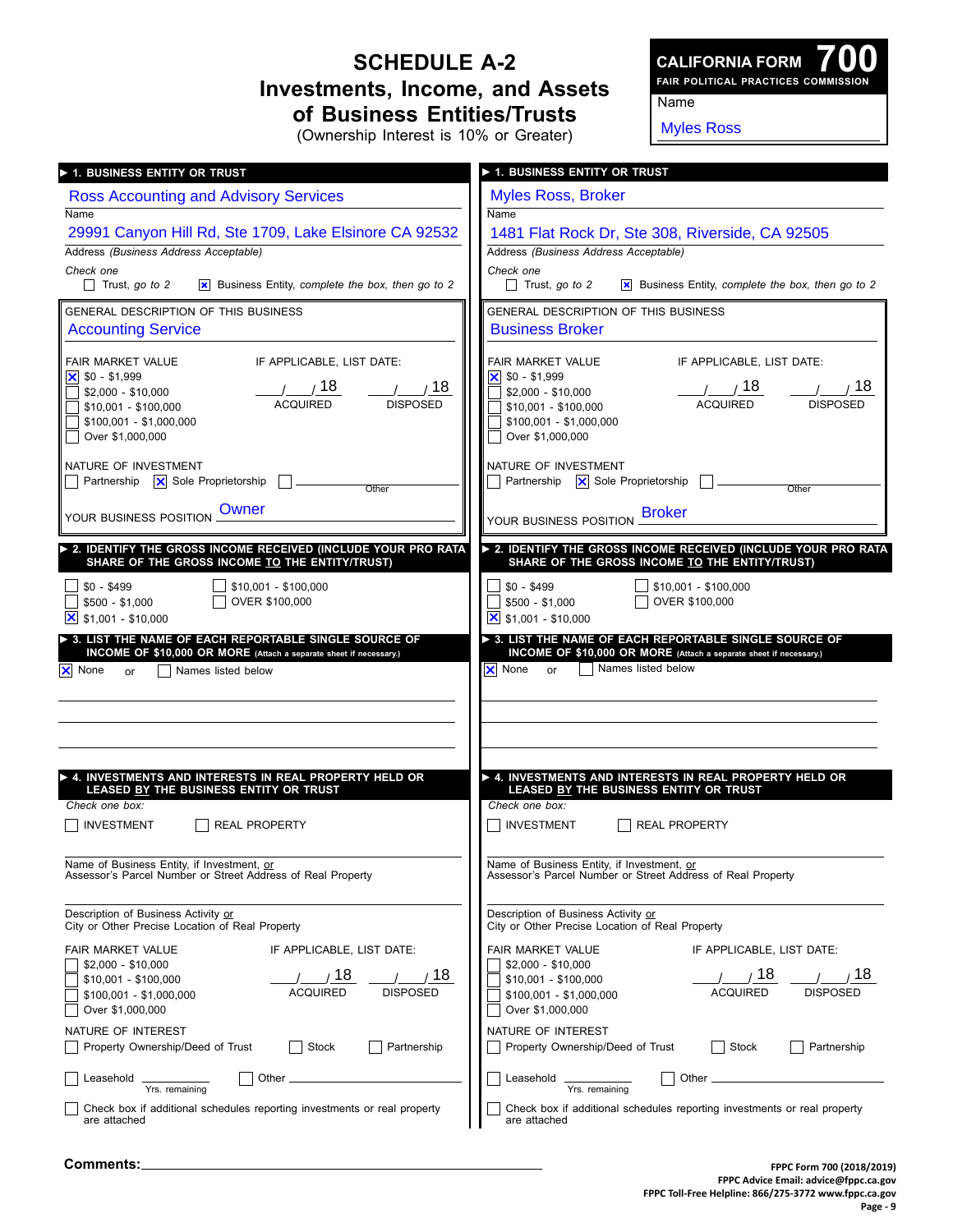# SCHEDULE A-2
## Investments, Income, and Assets of Business Entities/Trusts
(Ownership Interest is 10% or Greater)

**CALIFORNIA FORM 700**
FAIR POLITICAL PRACTICES COMMISSION

Name: Myles Ross

---

### ► 1. BUSINESS ENTITY OR TRUST

Name: Ross Accounting and Advisory Services

Address *(Business Address Acceptable)*: 29991 Canyon Hill Rd, Ste 1709, Lake Elsinore CA 92532

*Check one*
☐ Trust, *go to 2* ☒ Business Entity, *complete the box, then go to 2*

GENERAL DESCRIPTION OF THIS BUSINESS: Accounting Service

FAIR MARKET VALUE
☒ $0 - $1,999
☐ $2,000 - $10,000
☐ $10,001 - $100,000
☐ $100,001 - $1,000,000
☐ Over $1,000,000

IF APPLICABLE, LIST DATE: ___/___/18 ACQUIRED ___/___/18 DISPOSED

NATURE OF INVESTMENT
☐ Partnership ☒ Sole Proprietorship ☐ ________ Other

YOUR BUSINESS POSITION: Owner

### ► 2. IDENTIFY THE GROSS INCOME RECEIVED (INCLUDE YOUR PRO RATA SHARE OF THE GROSS INCOME TO THE ENTITY/TRUST)

☐ $0 - $499
☐ $500 - $1,000
☒ $1,001 - $10,000
☐ $10,001 - $100,000
☐ OVER $100,000

### ► 3. LIST THE NAME OF EACH REPORTABLE SINGLE SOURCE OF INCOME OF $10,000 OR MORE (Attach a separate sheet if necessary.)

☒ None or ☐ Names listed below

### ► 4. INVESTMENTS AND INTERESTS IN REAL PROPERTY HELD OR LEASED BY THE BUSINESS ENTITY OR TRUST

*Check one box:*
☐ INVESTMENT ☐ REAL PROPERTY

Name of Business Entity, if Investment, or Assessor's Parcel Number or Street Address of Real Property: ________

Description of Business Activity or City or Other Precise Location of Real Property: ________

FAIR MARKET VALUE
☐ $2,000 - $10,000
☐ $10,001 - $100,000
☐ $100,001 - $1,000,000
☐ Over $1,000,000

IF APPLICABLE, LIST DATE: ___/___/18 ACQUIRED ___/___/18 DISPOSED

NATURE OF INTEREST
☐ Property Ownership/Deed of Trust ☐ Stock ☐ Partnership
☐ Leasehold ________ Yrs. remaining ☐ Other ________

☐ Check box if additional schedules reporting investments or real property are attached

---

### ► 1. BUSINESS ENTITY OR TRUST

Name: Myles Ross, Broker

Address *(Business Address Acceptable)*: 1481 Flat Rock Dr, Ste 308, Riverside, CA 92505

*Check one*
☐ Trust, *go to 2* ☒ Business Entity, *complete the box, then go to 2*

GENERAL DESCRIPTION OF THIS BUSINESS: Business Broker

FAIR MARKET VALUE
☒ $0 - $1,999
☐ $2,000 - $10,000
☐ $10,001 - $100,000
☐ $100,001 - $1,000,000
☐ Over $1,000,000

IF APPLICABLE, LIST DATE: ___/___/18 ACQUIRED ___/___/18 DISPOSED

NATURE OF INVESTMENT
☐ Partnership ☒ Sole Proprietorship ☐ ________ Other

YOUR BUSINESS POSITION: Broker

### ► 2. IDENTIFY THE GROSS INCOME RECEIVED (INCLUDE YOUR PRO RATA SHARE OF THE GROSS INCOME TO THE ENTITY/TRUST)

☐ $0 - $499
☐ $500 - $1,000
☒ $1,001 - $10,000
☐ $10,001 - $100,000
☐ OVER $100,000

### ► 3. LIST THE NAME OF EACH REPORTABLE SINGLE SOURCE OF INCOME OF $10,000 OR MORE (Attach a separate sheet if necessary.)

☒ None or ☐ Names listed below

### ► 4. INVESTMENTS AND INTERESTS IN REAL PROPERTY HELD OR LEASED BY THE BUSINESS ENTITY OR TRUST

*Check one box:*
☐ INVESTMENT ☐ REAL PROPERTY

Name of Business Entity, if Investment, or Assessor's Parcel Number or Street Address of Real Property: ________

Description of Business Activity or City or Other Precise Location of Real Property: ________

FAIR MARKET VALUE
☐ $2,000 - $10,000
☐ $10,001 - $100,000
☐ $100,001 - $1,000,000
☐ Over $1,000,000

IF APPLICABLE, LIST DATE: ___/___/18 ACQUIRED ___/___/18 DISPOSED

NATURE OF INTEREST
☐ Property Ownership/Deed of Trust ☐ Stock ☐ Partnership
☐ Leasehold ________ Yrs. remaining ☐ Other ________

☐ Check box if additional schedules reporting investments or real property are attached

---

**Comments:** ________

FPPC Form 700 (2018/2019)
FPPC Advice Email: advice@fppc.ca.gov
FPPC Toll-Free Helpline: 866/275-3772 www.fppc.ca.gov